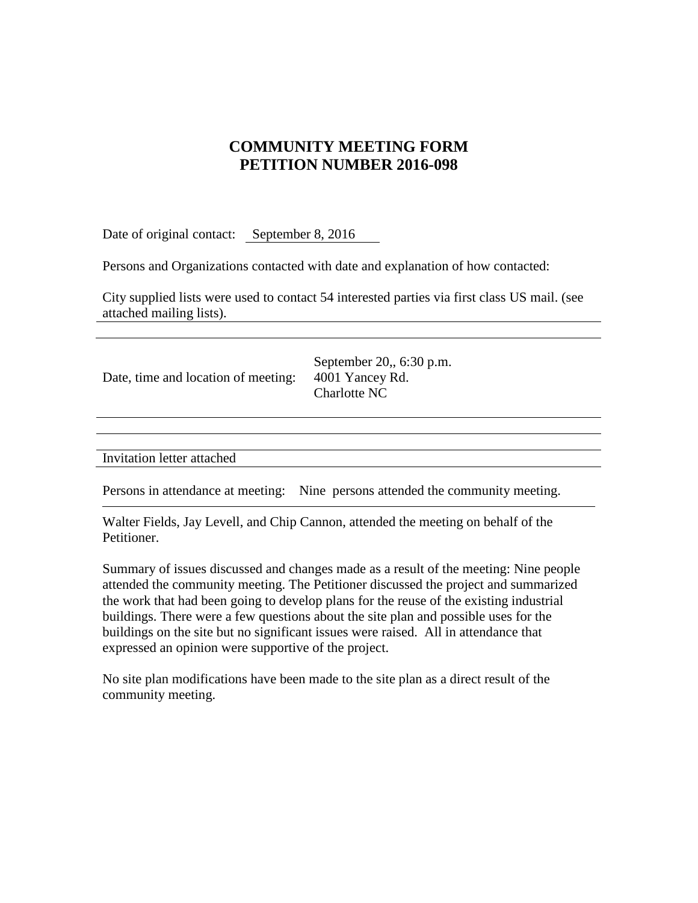# COMMUNITY MEETING FORM
# PETITION NUMBER 2016-098

Date of original contact: September 8, 2016

Persons and Organizations contacted with date and explanation of how contacted:

City supplied lists were used to contact 54 interested parties via first class US mail. (see attached mailing lists).

Date, time and location of meeting: September 20,, 6:30 p.m.
4001 Yancey Rd.
Charlotte NC

Invitation letter attached

Persons in attendance at meeting: Nine persons attended the community meeting.

Walter Fields, Jay Levell, and Chip Cannon, attended the meeting on behalf of the Petitioner.

Summary of issues discussed and changes made as a result of the meeting: Nine people attended the community meeting. The Petitioner discussed the project and summarized the work that had been going to develop plans for the reuse of the existing industrial buildings. There were a few questions about the site plan and possible uses for the buildings on the site but no significant issues were raised. All in attendance that expressed an opinion were supportive of the project.

No site plan modifications have been made to the site plan as a direct result of the community meeting.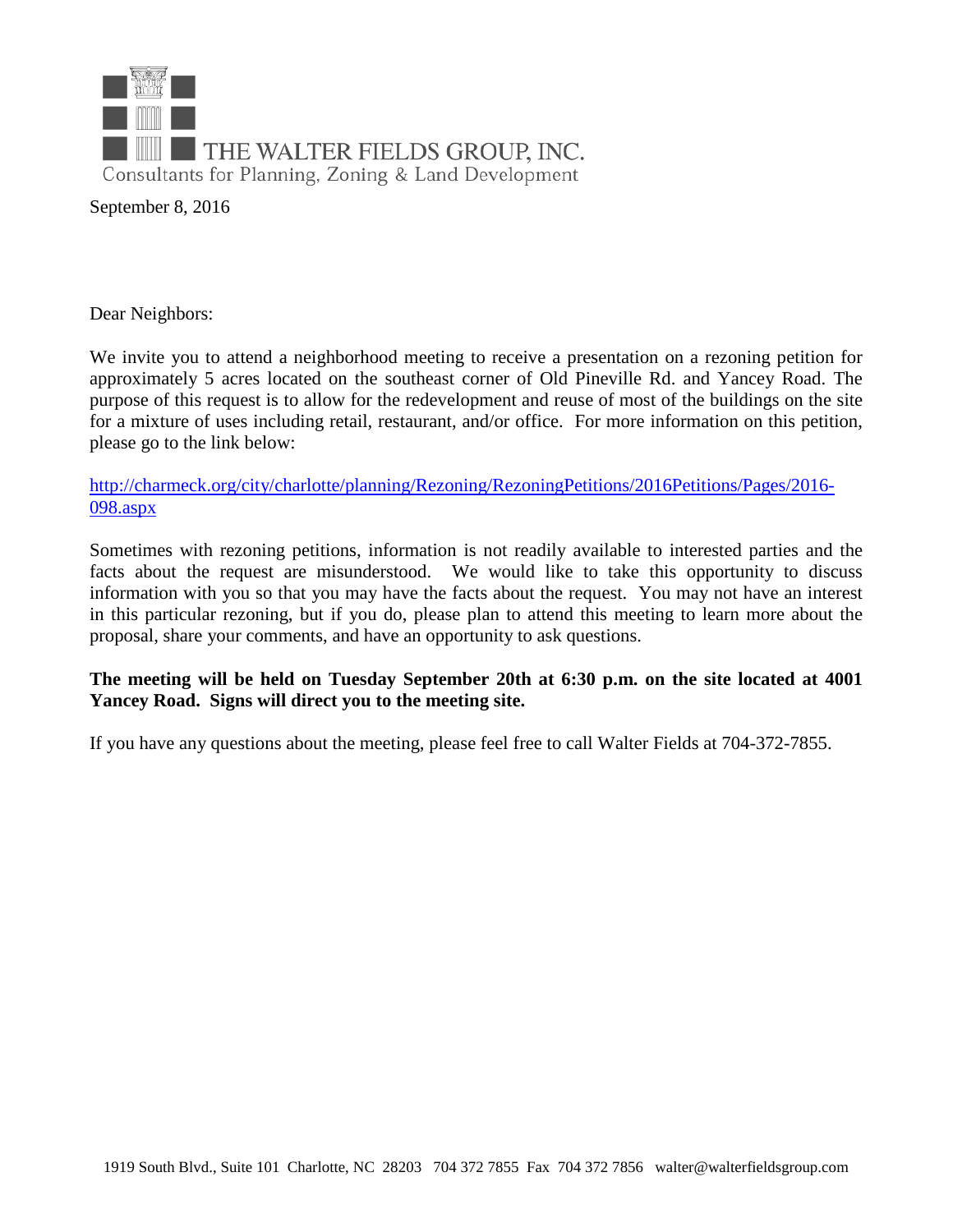THE WALTER FIELDS GROUP, INC.
Consultants for Planning, Zoning & Land Development

September 8, 2016

Dear Neighbors:

We invite you to attend a neighborhood meeting to receive a presentation on a rezoning petition for approximately 5 acres located on the southeast corner of Old Pineville Rd. and Yancey Road. The purpose of this request is to allow for the redevelopment and reuse of most of the buildings on the site for a mixture of uses including retail, restaurant, and/or office. For more information on this petition, please go to the link below:

http://charmeck.org/city/charlotte/planning/Rezoning/RezoningPetitions/2016Petitions/Pages/2016-098.aspx

Sometimes with rezoning petitions, information is not readily available to interested parties and the facts about the request are misunderstood. We would like to take this opportunity to discuss information with you so that you may have the facts about the request. You may not have an interest in this particular rezoning, but if you do, please plan to attend this meeting to learn more about the proposal, share your comments, and have an opportunity to ask questions.

**The meeting will be held on Tuesday September 20th at 6:30 p.m. on the site located at 4001 Yancey Road. Signs will direct you to the meeting site.**

If you have any questions about the meeting, please feel free to call Walter Fields at 704-372-7855.

1919 South Blvd., Suite 101 Charlotte, NC 28203 704 372 7855 Fax 704 372 7856 walter@walterfieldsgroup.com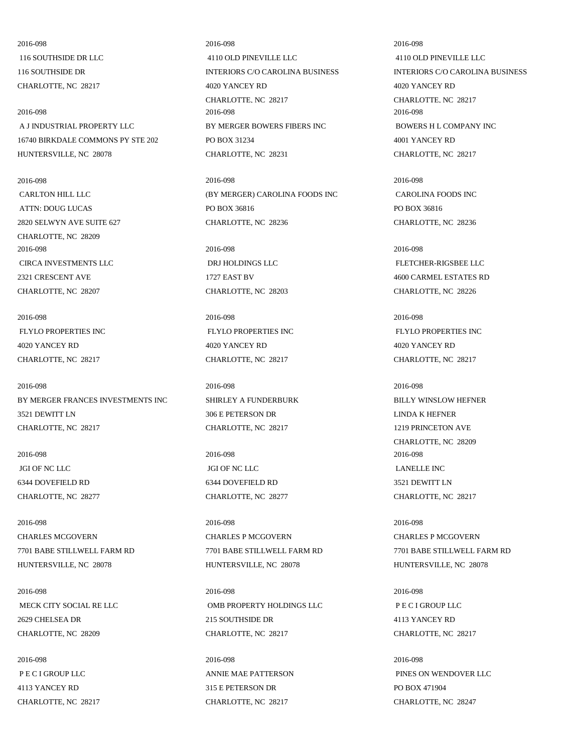2016-098
116 SOUTHSIDE DR LLC
116 SOUTHSIDE DR
CHARLOTTE, NC 28217

2016-098
4110 OLD PINEVILLE LLC
INTERIORS C/O CAROLINA BUSINESS
4020 YANCEY RD
CHARLOTTE, NC 28217

2016-098
4110 OLD PINEVILLE LLC
INTERIORS C/O CAROLINA BUSINESS
4020 YANCEY RD
CHARLOTTE, NC 28217

2016-098
A J INDUSTRIAL PROPERTY LLC
16740 BIRKDALE COMMONS PY STE 202
HUNTERSVILLE, NC 28078

2016-098
BY MERGER BOWERS FIBERS INC
PO BOX 31234
CHARLOTTE, NC 28231

2016-098
BOWERS H L COMPANY INC
4001 YANCEY RD
CHARLOTTE, NC 28217

2016-098
CARLTON HILL LLC
ATTN: DOUG LUCAS
2820 SELWYN AVE SUITE 627
CHARLOTTE, NC 28209

2016-098
(BY MERGER) CAROLINA FOODS INC
PO BOX 36816
CHARLOTTE, NC 28236

2016-098
CAROLINA FOODS INC
PO BOX 36816
CHARLOTTE, NC 28236

2016-098
CIRCA INVESTMENTS LLC
2321 CRESCENT AVE
CHARLOTTE, NC 28207

2016-098
DRJ HOLDINGS LLC
1727 EAST BV
CHARLOTTE, NC 28203

2016-098
FLETCHER-RIGSBEE LLC
4600 CARMEL ESTATES RD
CHARLOTTE, NC 28226

2016-098
FLYLO PROPERTIES INC
4020 YANCEY RD
CHARLOTTE, NC 28217

2016-098
FLYLO PROPERTIES INC
4020 YANCEY RD
CHARLOTTE, NC 28217

2016-098
FLYLO PROPERTIES INC
4020 YANCEY RD
CHARLOTTE, NC 28217

2016-098
BY MERGER FRANCES INVESTMENTS INC
3521 DEWITT LN
CHARLOTTE, NC 28217

2016-098
SHIRLEY A FUNDERBURK
306 E PETERSON DR
CHARLOTTE, NC 28217

2016-098
BILLY WINSLOW HEFNER
LINDA K HEFNER
1219 PRINCETON AVE
CHARLOTTE, NC 28209

2016-098
JGI OF NC LLC
6344 DOVEFIELD RD
CHARLOTTE, NC 28277

2016-098
JGI OF NC LLC
6344 DOVEFIELD RD
CHARLOTTE, NC 28277

2016-098
LANELLE INC
3521 DEWITT LN
CHARLOTTE, NC 28217

2016-098
CHARLES MCGOVERN
7701 BABE STILLWELL FARM RD
HUNTERSVILLE, NC 28078

2016-098
CHARLES P MCGOVERN
7701 BABE STILLWELL FARM RD
HUNTERSVILLE, NC 28078

2016-098
CHARLES P MCGOVERN
7701 BABE STILLWELL FARM RD
HUNTERSVILLE, NC 28078

2016-098
MECK CITY SOCIAL RE LLC
2629 CHELSEA DR
CHARLOTTE, NC 28209

2016-098
OMB PROPERTY HOLDINGS LLC
215 SOUTHSIDE DR
CHARLOTTE, NC 28217

2016-098
P E C I GROUP LLC
4113 YANCEY RD
CHARLOTTE, NC 28217

2016-098
P E C I GROUP LLC
4113 YANCEY RD
CHARLOTTE, NC 28217

2016-098
ANNIE MAE PATTERSON
315 E PETERSON DR
CHARLOTTE, NC 28217

2016-098
PINES ON WENDOVER LLC
PO BOX 471904
CHARLOTTE, NC 28247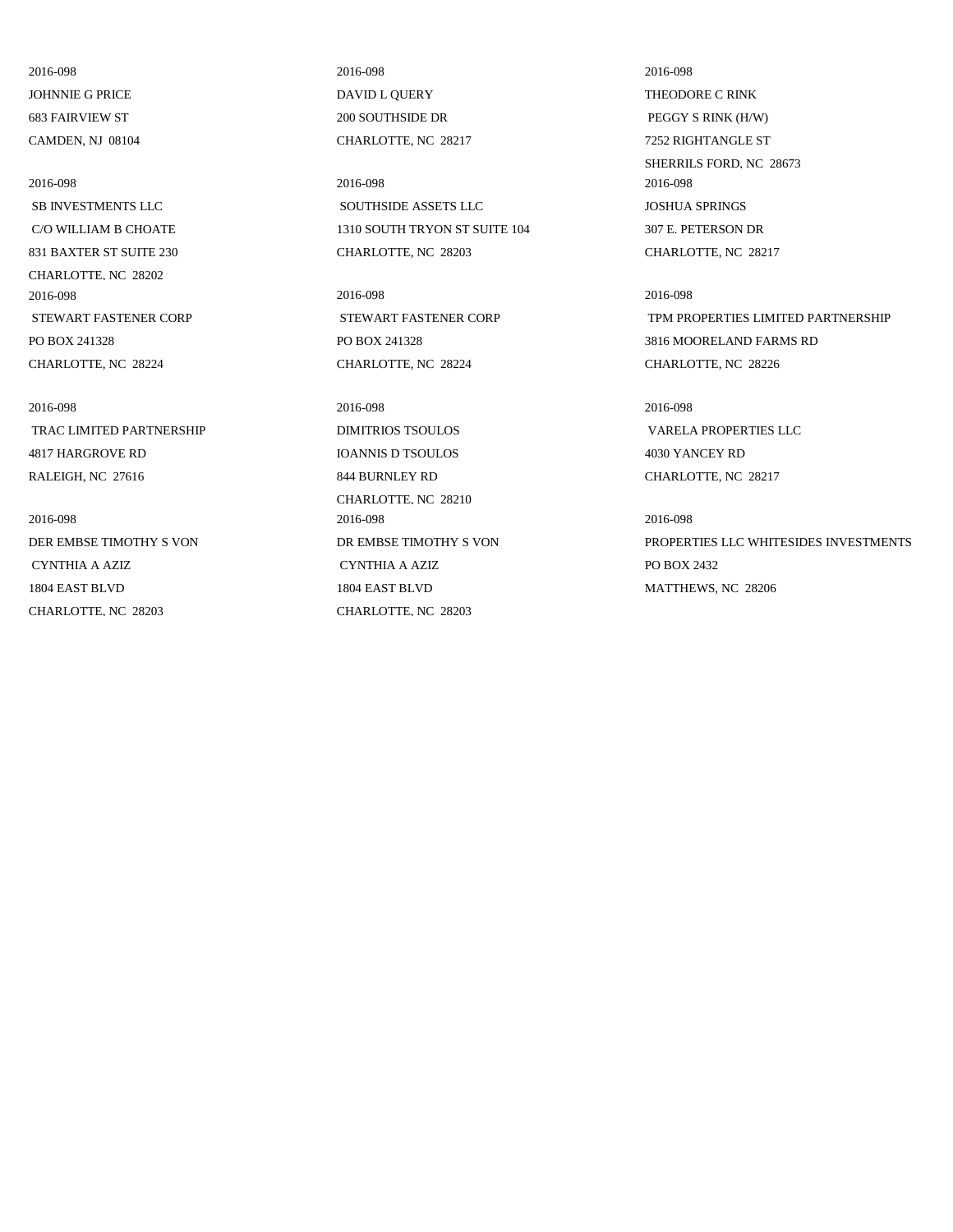2016-098
JOHNNIE G PRICE
683 FAIRVIEW ST
CAMDEN, NJ 08104

2016-098
DAVID L QUERY
200 SOUTHSIDE DR
CHARLOTTE, NC 28217

2016-098
THEODORE C RINK
PEGGY S RINK (H/W)
7252 RIGHTANGLE ST
SHERRILS FORD, NC 28673

2016-098
SB INVESTMENTS LLC
C/O WILLIAM B CHOATE
831 BAXTER ST SUITE 230
CHARLOTTE, NC 28202

2016-098
SOUTHSIDE ASSETS LLC
1310 SOUTH TRYON ST SUITE 104
CHARLOTTE, NC 28203

2016-098
JOSHUA SPRINGS
307 E. PETERSON DR
CHARLOTTE, NC 28217

2016-098
STEWART FASTENER CORP
PO BOX 241328
CHARLOTTE, NC 28224

2016-098
STEWART FASTENER CORP
PO BOX 241328
CHARLOTTE, NC 28224

2016-098
TPM PROPERTIES LIMITED PARTNERSHIP
3816 MOORELAND FARMS RD
CHARLOTTE, NC 28226

2016-098
TRAC LIMITED PARTNERSHIP
4817 HARGROVE RD
RALEIGH, NC 27616

2016-098
DIMITRIOS TSOULOS
IOANNIS D TSOULOS
844 BURNLEY RD
CHARLOTTE, NC 28210

2016-098
VARELA PROPERTIES LLC
4030 YANCEY RD
CHARLOTTE, NC 28217

2016-098
DER EMBSE TIMOTHY S VON
CYNTHIA A AZIZ
1804 EAST BLVD
CHARLOTTE, NC 28203

2016-098
DR EMBSE TIMOTHY S VON
CYNTHIA A AZIZ
1804 EAST BLVD
CHARLOTTE, NC 28203

2016-098
PROPERTIES LLC WHITESIDES INVESTMENTS
PO BOX 2432
MATTHEWS, NC 28206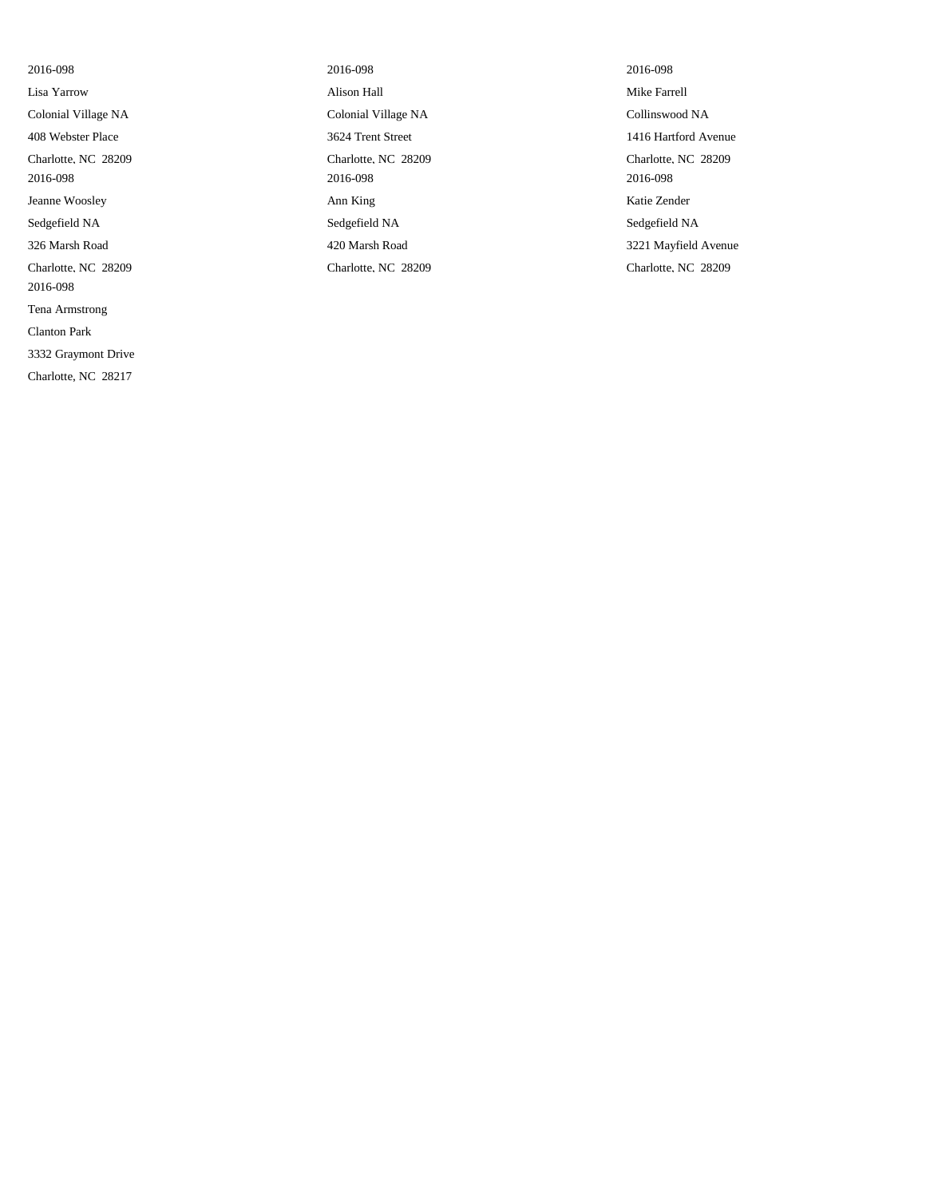2016-098
Lisa Yarrow
Colonial Village NA
408 Webster Place
Charlotte, NC  28209

2016-098
Alison Hall
Colonial Village NA
3624 Trent Street
Charlotte, NC  28209

2016-098
Mike Farrell
Collinswood NA
1416 Hartford Avenue
Charlotte, NC  28209

2016-098
Jeanne Woosley
Sedgefield NA
326 Marsh Road
Charlotte, NC  28209

2016-098
Ann King
Sedgefield NA
420 Marsh Road
Charlotte, NC  28209

2016-098
Katie Zender
Sedgefield NA
3221 Mayfield Avenue
Charlotte, NC  28209

2016-098
Tena Armstrong
Clanton Park
3332 Graymont Drive
Charlotte, NC  28217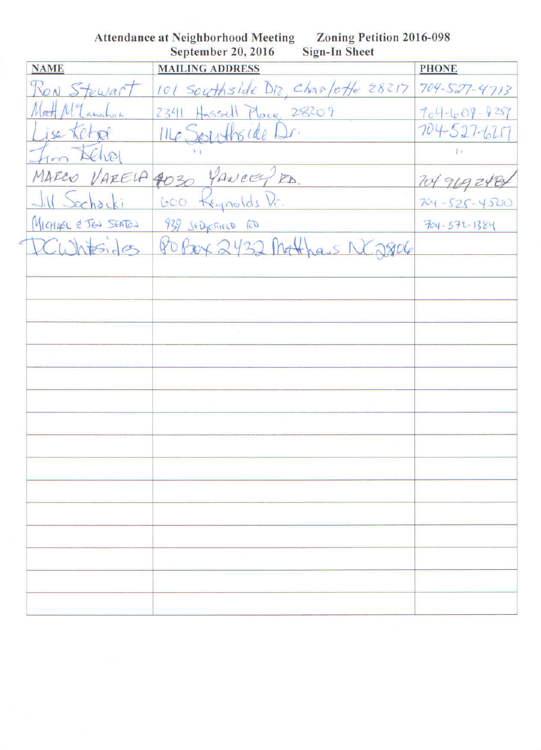Attendance at Neighborhood Meeting Zoning Petition 2016-098
September 20, 2016 Sign-In Sheet

| NAME | MAILING ADDRESS | PHONE |
| --- | --- | --- |
| Ron Stewart | 101 Southside Dr, Charlotte 28217 | 704-527-4713 |
| Matt McLanahan | 2341 Hassell Place 28209 | 704-609-9257 |
| Lisa Kehoe | 116 Southside Dr. | 704-527-6217 |
| Jim Kehoe | " | " |
| MARCO VARELA | 4030 YANCEY RD. | 704 969 2484 |
| Jill Sochacki | 600 Reynolds Dr. | 704-525-4500 |
| MICHAEL & JEN SEATON | 939 SEDGEFIELD RD | 704-572-1384 |
| DC Whitesides | PO Box 2432 Matthews NC 28106 | |
| | | |
| | | |
| | | |
| | | |
| | | |
| | | |
| | | |
| | | |
| | | |
| | | |
| | | |
| | | |
| | | |
| | | |
| | | |
| | | |